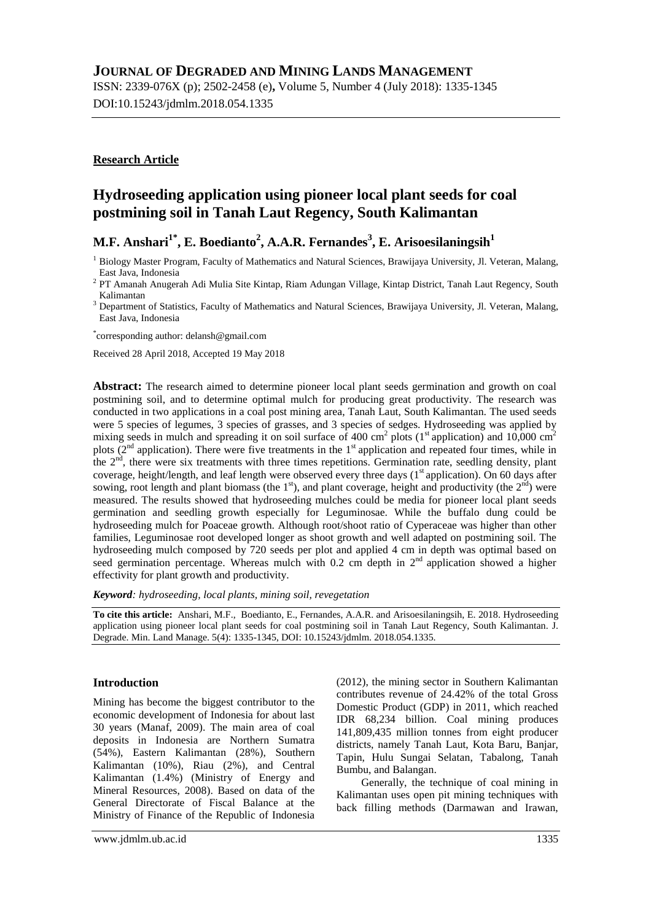# JOURNAL OF DEGRADED AND MINING LANDS MANAGEMENT

ISSN: 2339-076X (p); 2502-2458 (e), Volume 5, Number 4 (July 2018): 1335-1345
DOI:10.15243/jdmlm.2018.054.1335

**Research Article**

## Hydroseeding application using pioneer local plant seeds for coal postmining soil in Tanah Laut Regency, South Kalimantan

**M.F. Anshari[1*], E. Boedianto[2], A.A.R. Fernandes[3], E. Arisoesilaningsih[1]**

[1] Biology Master Program, Faculty of Mathematics and Natural Sciences, Brawijaya University, Jl. Veteran, Malang, East Java, Indonesia

[2] PT Amanah Anugerah Adi Mulia Site Kintap, Riam Adungan Village, Kintap District, Tanah Laut Regency, South Kalimantan

[3] Department of Statistics, Faculty of Mathematics and Natural Sciences, Brawijaya University, Jl. Veteran, Malang, East Java, Indonesia

[*]corresponding author: delansh@gmail.com

Received 28 April 2018, Accepted 19 May 2018

**Abstract:** The research aimed to determine pioneer local plant seeds germination and growth on coal postmining soil, and to determine optimal mulch for producing great productivity. The research was conducted in two applications in a coal post mining area, Tanah Laut, South Kalimantan. The used seeds were 5 species of legumes, 3 species of grasses, and 3 species of sedges. Hydroseeding was applied by mixing seeds in mulch and spreading it on soil surface of 400 cm$^2$ plots (1$^{st}$ application) and 10,000 cm$^2$ plots (2$^{nd}$ application). There were five treatments in the 1$^{st}$ application and repeated four times, while in the 2$^{nd}$, there were six treatments with three times repetitions. Germination rate, seedling density, plant coverage, height/length, and leaf length were observed every three days (1$^{st}$ application). On 60 days after sowing, root length and plant biomass (the 1$^{st}$), and plant coverage, height and productivity (the 2$^{nd}$) were measured. The results showed that hydroseeding mulches could be media for pioneer local plant seeds germination and seedling growth especially for Leguminosae. While the buffalo dung could be hydroseeding mulch for Poaceae growth. Although root/shoot ratio of Cyperaceae was higher than other families, Leguminosae root developed longer as shoot growth and well adapted on postmining soil. The hydroseeding mulch composed by 720 seeds per plot and applied 4 cm in depth was optimal based on seed germination percentage. Whereas mulch with 0.2 cm depth in 2$^{nd}$ application showed a higher effectivity for plant growth and productivity.

***Keyword**: hydroseeding, local plants, mining soil, revegetation*

**To cite this article:** Anshari, M.F., Boedianto, E., Fernandes, A.A.R. and Arisoesilaningsih, E. 2018. Hydroseeding application using pioneer local plant seeds for coal postmining soil in Tanah Laut Regency, South Kalimantan. J. Degrade. Min. Land Manage. 5(4): 1335-1345, DOI: 10.15243/jdmlm. 2018.054.1335.

### Introduction

Mining has become the biggest contributor to the economic development of Indonesia for about last 30 years (Manaf, 2009). The main area of coal deposits in Indonesia are Northern Sumatra (54%), Eastern Kalimantan (28%), Southern Kalimantan (10%), Riau (2%), and Central Kalimantan (1.4%) (Ministry of Energy and Mineral Resources, 2008). Based on data of the General Directorate of Fiscal Balance at the Ministry of Finance of the Republic of Indonesia (2012), the mining sector in Southern Kalimantan contributes revenue of 24.42% of the total Gross Domestic Product (GDP) in 2011, which reached IDR 68,234 billion. Coal mining produces 141,809,435 million tonnes from eight producer districts, namely Tanah Laut, Kota Baru, Banjar, Tapin, Hulu Sungai Selatan, Tabalong, Tanah Bumbu, and Balangan.

Generally, the technique of coal mining in Kalimantan uses open pit mining techniques with back filling methods (Darmawan and Irawan,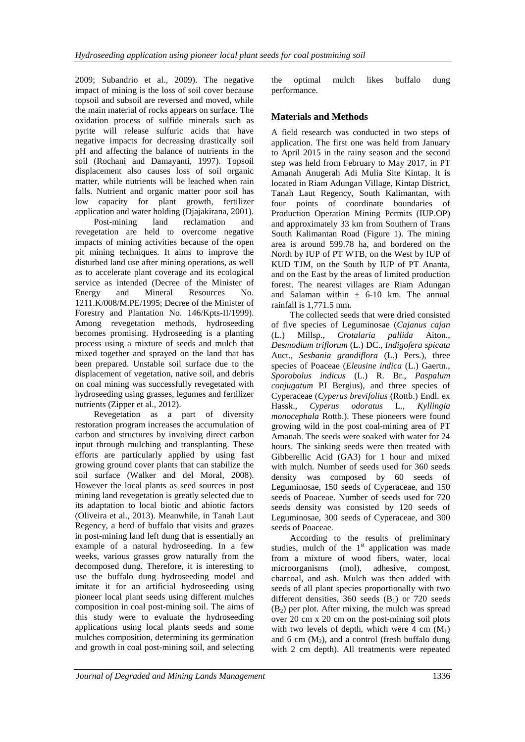2009; Subandrio et al., 2009). The negative impact of mining is the loss of soil cover because topsoil and subsoil are reversed and moved, while the main material of rocks appears on surface. The oxidation process of sulfide minerals such as pyrite will release sulfuric acids that have negative impacts for decreasing drastically soil pH and affecting the balance of nutrients in the soil (Rochani and Damayanti, 1997). Topsoil displacement also causes loss of soil organic matter, while nutrients will be leached when rain falls. Nutrient and organic matter poor soil has low capacity for plant growth, fertilizer application and water holding (Djajakirana, 2001).

Post-mining land reclamation and revegetation are held to overcome negative impacts of mining activities because of the open pit mining techniques. It aims to improve the disturbed land use after mining operations, as well as to accelerate plant coverage and its ecological service as intended (Decree of the Minister of Energy and Mineral Resources No. 1211.K/008/M.PE/1995; Decree of the Minister of Forestry and Plantation No. 146/Kpts-II/1999). Among revegetation methods, hydroseeding becomes promising. Hydroseeding is a planting process using a mixture of seeds and mulch that mixed together and sprayed on the land that has been prepared. Unstable soil surface due to the displacement of vegetation, native soil, and debris on coal mining was successfully revegetated with hydroseeding using grasses, legumes and fertilizer nutrients (Zipper et al., 2012).

Revegetation as a part of diversity restoration program increases the accumulation of carbon and structures by involving direct carbon input through mulching and transplanting. These efforts are particularly applied by using fast growing ground cover plants that can stabilize the soil surface (Walker and del Moral, 2008). However the local plants as seed sources in post mining land revegetation is greatly selected due to its adaptation to local biotic and abiotic factors (Oliveira et al., 2013). Meanwhile, in Tanah Laut Regency, a herd of buffalo that visits and grazes in post-mining land left dung that is essentially an example of a natural hydroseeding. In a few weeks, various grasses grow naturally from the decomposed dung. Therefore, it is interesting to use the buffalo dung hydroseeding model and imitate it for an artificial hydroseeding using pioneer local plant seeds using different mulches composition in coal post-mining soil. The aims of this study were to evaluate the hydroseeding applications using local plants seeds and some mulches composition, determining its germination and growth in coal post-mining soil, and selecting the optimal mulch likes buffalo dung performance.

## Materials and Methods

A field research was conducted in two steps of application. The first one was held from January to April 2015 in the rainy season and the second step was held from February to May 2017, in PT Amanah Anugerah Adi Mulia Site Kintap. It is located in Riam Adungan Village, Kintap District, Tanah Laut Regency, South Kalimantan, with four points of coordinate boundaries of Production Operation Mining Permits (IUP.OP) and approximately 33 km from Southern of Trans South Kalimantan Road (Figure 1). The mining area is around 599.78 ha, and bordered on the North by IUP of PT WTB, on the West by IUP of KUD TJM, on the South by IUP of PT Ananta, and on the East by the areas of limited production forest. The nearest villages are Riam Adungan and Salaman within ± 6-10 km. The annual rainfall is 1,771.5 mm.

The collected seeds that were dried consisted of five species of Leguminosae (*Cajanus cajan* (L.) Millsp., *Crotalaria pallida* Aiton., *Desmodium triflorum* (L.) DC., *Indigofera spicata* Auct., *Sesbania grandiflora* (L.) Pers.), three species of Poaceae (*Eleusine indica* (L.) Gaertn., *Sporobolus indicus* (L.) R. Br., *Paspalum conjugatum* PJ Bergius), and three species of Cyperaceae (*Cyperus brevifolius* (Rottb.) Endl. ex Hassk., *Cyperus odoratus* L., *Kyllingia monocephala* Rottb.). These pioneers were found growing wild in the post coal-mining area of PT Amanah. The seeds were soaked with water for 24 hours. The sinking seeds were then treated with Gibberellic Acid (GA3) for 1 hour and mixed with mulch. Number of seeds used for 360 seeds density was composed by 60 seeds of Leguminosae, 150 seeds of Cyperaceae, and 150 seeds of Poaceae. Number of seeds used for 720 seeds density was consisted by 120 seeds of Leguminosae, 300 seeds of Cyperaceae, and 300 seeds of Poaceae.

According to the results of preliminary studies, mulch of the 1st application was made from a mixture of wood fibers, water, local microorganisms (mol), adhesive, compost, charcoal, and ash. Mulch was then added with seeds of all plant species proportionally with two different densities, 360 seeds ($B_1$) or 720 seeds ($B_2$) per plot. After mixing, the mulch was spread over 20 cm x 20 cm on the post-mining soil plots with two levels of depth, which were 4 cm ($M_1$) and 6 cm ($M_2$), and a control (fresh buffalo dung with 2 cm depth). All treatments were repeated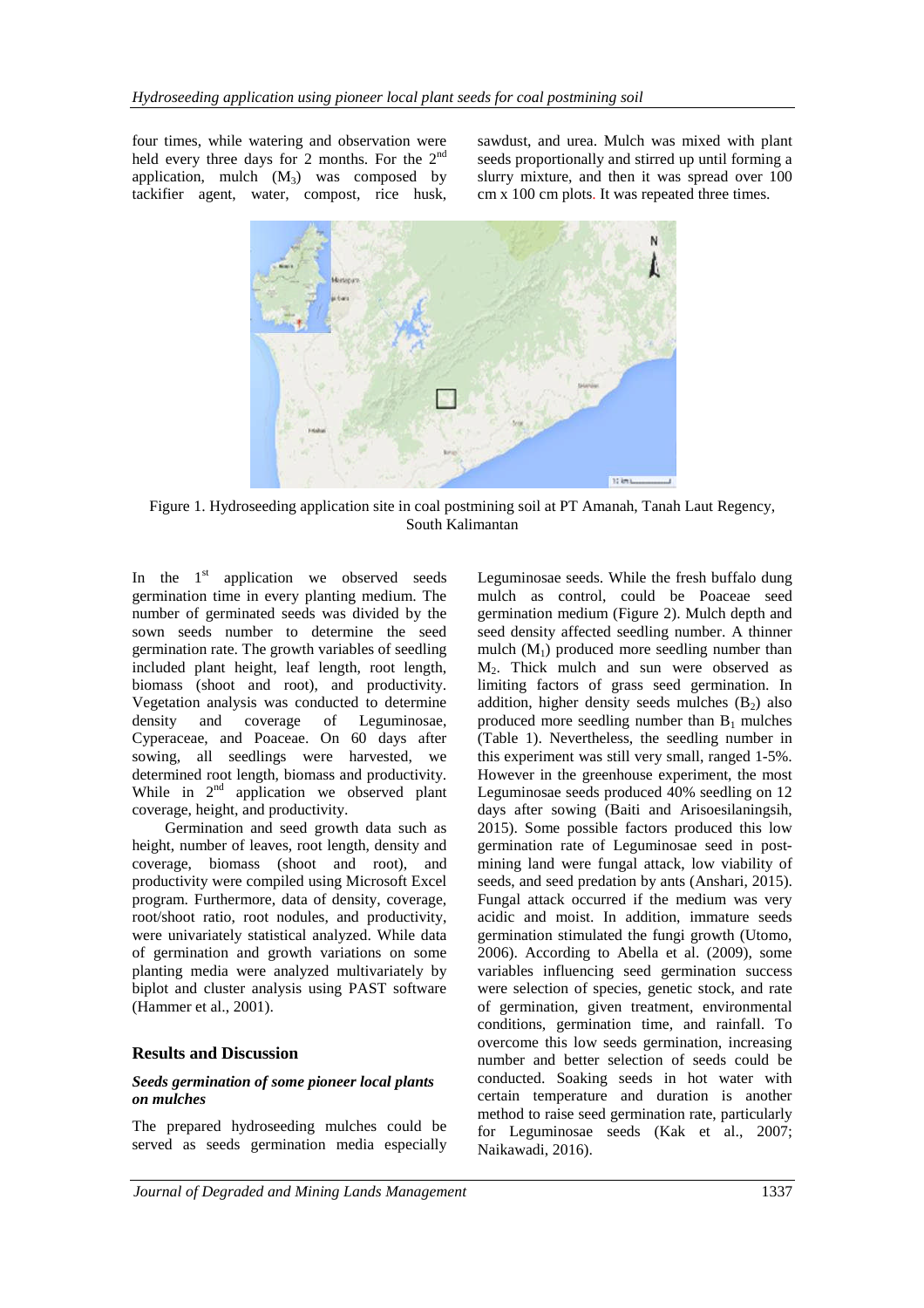four times, while watering and observation were held every three days for 2 months. For the 2nd application, mulch ($M_3$) was composed by tackifier agent, water, compost, rice husk, sawdust, and urea. Mulch was mixed with plant seeds proportionally and stirred up until forming a slurry mixture, and then it was spread over 100 cm x 100 cm plots. It was repeated three times.

Figure 1. Hydroseeding application site in coal postmining soil at PT Amanah, Tanah Laut Regency, South Kalimantan

In the 1st application we observed seeds germination time in every planting medium. The number of germinated seeds was divided by the sown seeds number to determine the seed germination rate. The growth variables of seedling included plant height, leaf length, root length, biomass (shoot and root), and productivity. Vegetation analysis was conducted to determine density and coverage of Leguminosae, Cyperaceae, and Poaceae. On 60 days after sowing, all seedlings were harvested, we determined root length, biomass and productivity. While in 2nd application we observed plant coverage, height, and productivity.

Germination and seed growth data such as height, number of leaves, root length, density and coverage, biomass (shoot and root), and productivity were compiled using Microsoft Excel program. Furthermore, data of density, coverage, root/shoot ratio, root nodules, and productivity, were univariately statistical analyzed. While data of germination and growth variations on some planting media were analyzed multivariately by biplot and cluster analysis using PAST software (Hammer et al., 2001).

## Results and Discussion

### *Seeds germination of some pioneer local plants on mulches*

The prepared hydroseeding mulches could be served as seeds germination media especially Leguminosae seeds. While the fresh buffalo dung mulch as control, could be Poaceae seed germination medium (Figure 2). Mulch depth and seed density affected seedling number. A thinner mulch ($M_1$) produced more seedling number than $M_2$. Thick mulch and sun were observed as limiting factors of grass seed germination. In addition, higher density seeds mulches ($B_2$) also produced more seedling number than $B_1$ mulches (Table 1). Nevertheless, the seedling number in this experiment was still very small, ranged 1-5%. However in the greenhouse experiment, the most Leguminosae seeds produced 40% seedling on 12 days after sowing (Baiti and Arisoesilaningsih, 2015). Some possible factors produced this low germination rate of Leguminosae seed in post-mining land were fungal attack, low viability of seeds, and seed predation by ants (Anshari, 2015). Fungal attack occurred if the medium was very acidic and moist. In addition, immature seeds germination stimulated the fungi growth (Utomo, 2006). According to Abella et al. (2009), some variables influencing seed germination success were selection of species, genetic stock, and rate of germination, given treatment, environmental conditions, germination time, and rainfall. To overcome this low seeds germination, increasing number and better selection of seeds could be conducted. Soaking seeds in hot water with certain temperature and duration is another method to raise seed germination rate, particularly for Leguminosae seeds (Kak et al., 2007; Naikawadi, 2016).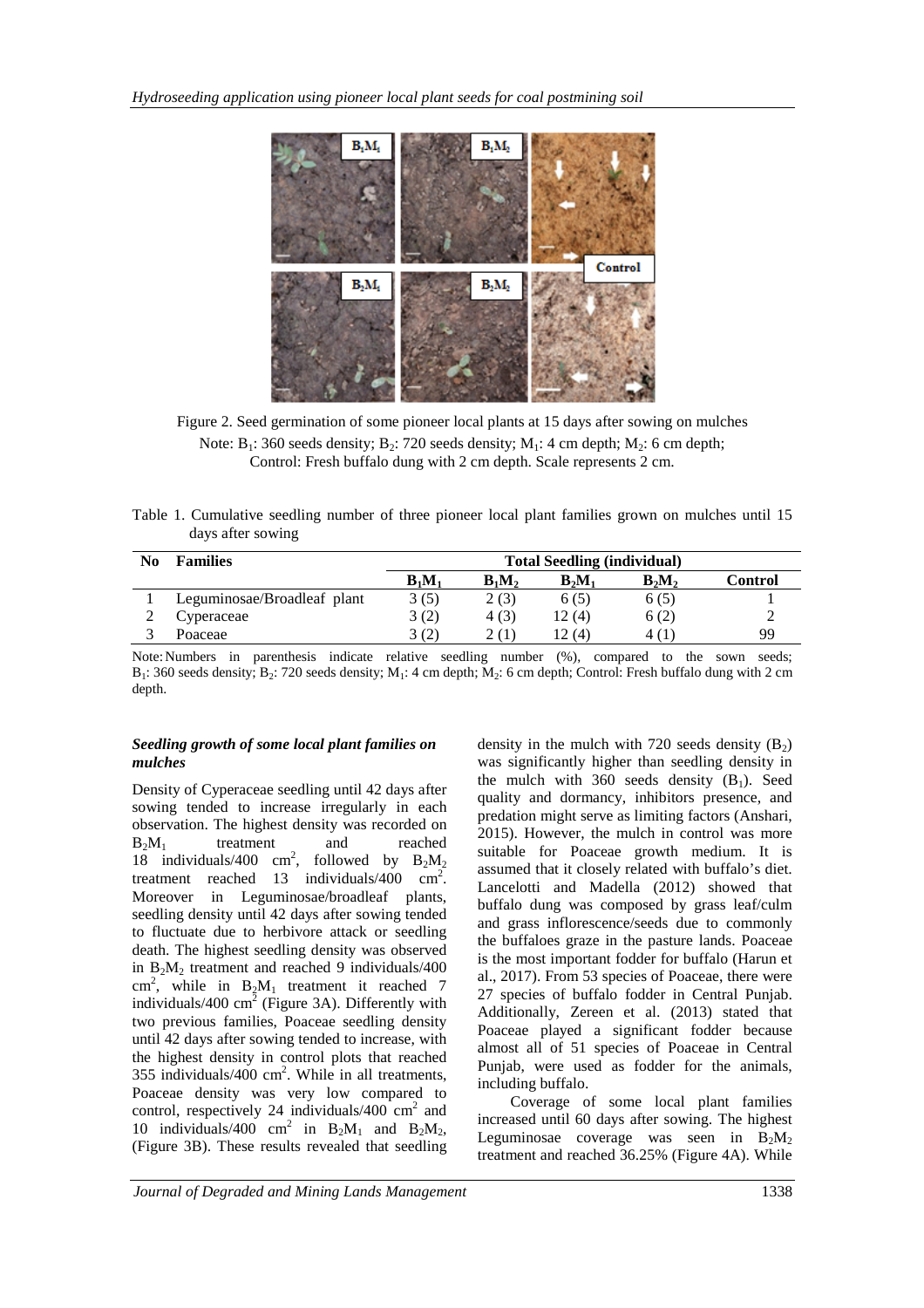Figure 2. Seed germination of some pioneer local plants at 15 days after sowing on mulches
Note: $B_1$: 360 seeds density; $B_2$: 720 seeds density; $M_1$: 4 cm depth; $M_2$: 6 cm depth; Control: Fresh buffalo dung with 2 cm depth. Scale represents 2 cm.

Table 1. Cumulative seedling number of three pioneer local plant families grown on mulches until 15 days after sowing

| No | Families | Total Seedling (individual) | | | | |
|---|---|---|---|---|---|---|
| | | $B_1M_1$ | $B_1M_2$ | $B_2M_1$ | $B_2M_2$ | Control |
| 1 | Leguminosae/Broadleaf plant | 3 (5) | 2 (3) | 6 (5) | 6 (5) | 1 |
| 2 | Cyperaceae | 3 (2) | 4 (3) | 12 (4) | 6 (2) | 2 |
| 3 | Poaceae | 3 (2) | 2 (1) | 12 (4) | 4 (1) | 99 |

Note: Numbers in parenthesis indicate relative seedling number (%), compared to the sown seeds; $B_1$: 360 seeds density; $B_2$: 720 seeds density; $M_1$: 4 cm depth; $M_2$: 6 cm depth; Control: Fresh buffalo dung with 2 cm depth.

### *Seedling growth of some local plant families on mulches*

Density of Cyperaceae seedling until 42 days after sowing tended to increase irregularly in each observation. The highest density was recorded on $B_2M_1$ treatment and reached 18 individuals/400 $cm^2$, followed by $B_2M_2$ treatment reached 13 individuals/400 $cm^2$. Moreover in Leguminosae/broadleaf plants, seedling density until 42 days after sowing tended to fluctuate due to herbivore attack or seedling death. The highest seedling density was observed in $B_2M_2$ treatment and reached 9 individuals/400 $cm^2$, while in $B_2M_1$ treatment it reached 7 individuals/400 $cm^2$ (Figure 3A). Differently with two previous families, Poaceae seedling density until 42 days after sowing tended to increase, with the highest density in control plots that reached 355 individuals/400 $cm^2$. While in all treatments, Poaceae density was very low compared to control, respectively 24 individuals/400 $cm^2$ and 10 individuals/400 $cm^2$ in $B_2M_1$ and $B_2M_2$, (Figure 3B). These results revealed that seedling density in the mulch with 720 seeds density ($B_2$) was significantly higher than seedling density in the mulch with 360 seeds density ($B_1$). Seed quality and dormancy, inhibitors presence, and predation might serve as limiting factors (Anshari, 2015). However, the mulch in control was more suitable for Poaceae growth medium. It is assumed that it closely related with buffalo's diet. Lancelotti and Madella (2012) showed that buffalo dung was composed by grass leaf/culm and grass inflorescence/seeds due to commonly the buffaloes graze in the pasture lands. Poaceae is the most important fodder for buffalo (Harun et al., 2017). From 53 species of Poaceae, there were 27 species of buffalo fodder in Central Punjab. Additionally, Zereen et al. (2013) stated that Poaceae played a significant fodder because almost all of 51 species of Poaceae in Central Punjab, were used as fodder for the animals, including buffalo.

Coverage of some local plant families increased until 60 days after sowing. The highest Leguminosae coverage was seen in $B_2M_2$ treatment and reached 36.25% (Figure 4A). While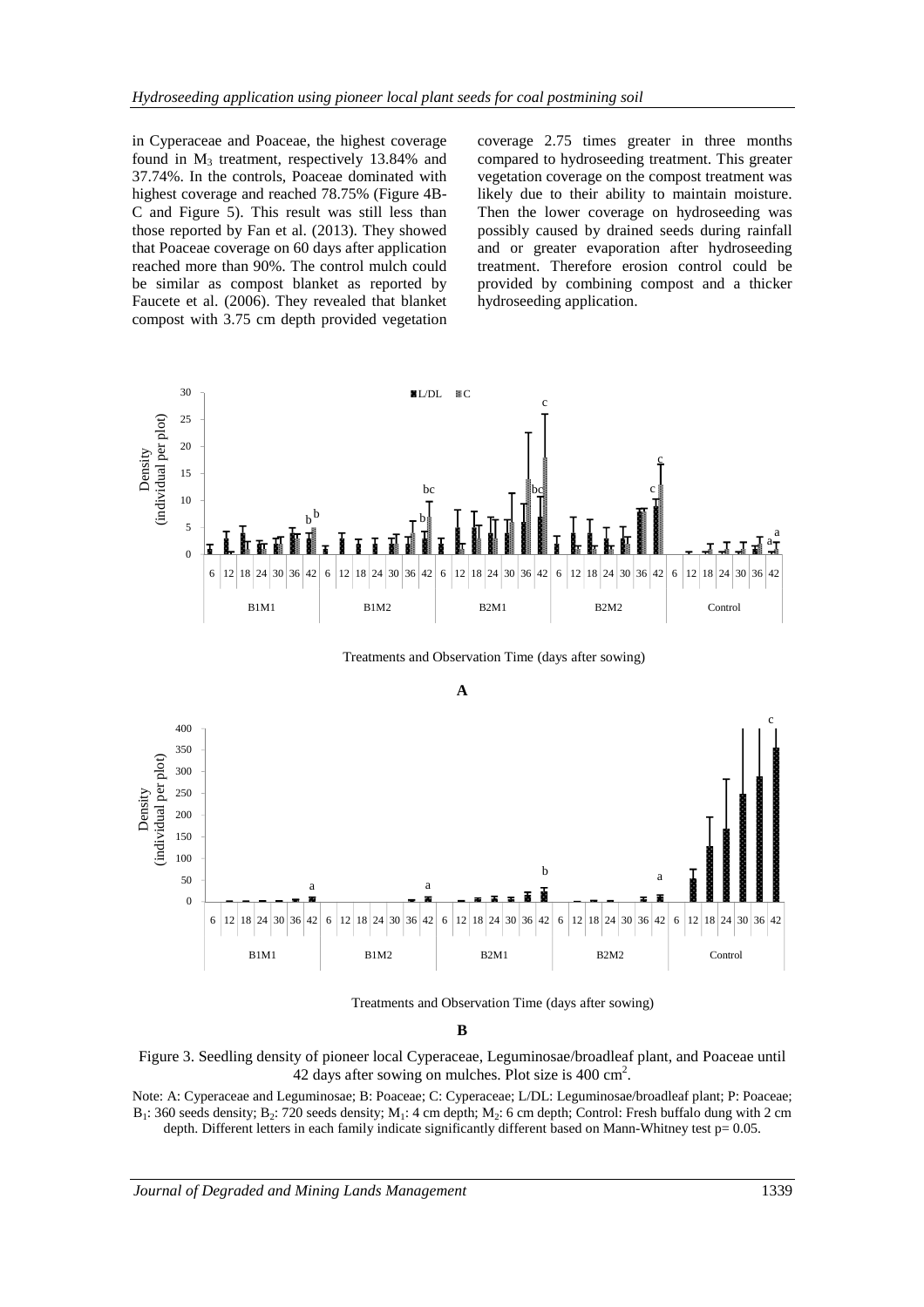in Cyperaceae and Poaceae, the highest coverage found in $M_3$ treatment, respectively 13.84% and 37.74%. In the controls, Poaceae dominated with highest coverage and reached 78.75% (Figure 4B-C and Figure 5). This result was still less than those reported by Fan et al. (2013). They showed that Poaceae coverage on 60 days after application reached more than 90%. The control mulch could be similar as compost blanket as reported by Faucete et al. (2006). They revealed that blanket compost with 3.75 cm depth provided vegetation coverage 2.75 times greater in three months compared to hydroseeding treatment. This greater vegetation coverage on the compost treatment was likely due to their ability to maintain moisture. Then the lower coverage on hydroseeding was possibly caused by drained seeds during rainfall and or greater evaporation after hydroseeding treatment. Therefore erosion control could be provided by combining compost and a thicker hydroseeding application.

Figure 3. Seedling density of pioneer local Cyperaceae, Leguminosae/broadleaf plant, and Poaceae until 42 days after sowing on mulches. Plot size is 400 $cm^2$.

Note: A: Cyperaceae and Leguminosae; B: Poaceae; C: Cyperaceae; L/DL: Leguminosae/broadleaf plant; P: Poaceae; $B_1$: 360 seeds density; $B_2$: 720 seeds density; $M_1$: 4 cm depth; $M_2$: 6 cm depth; Control: Fresh buffalo dung with 2 cm depth. Different letters in each family indicate significantly different based on Mann-Whitney test p= 0.05.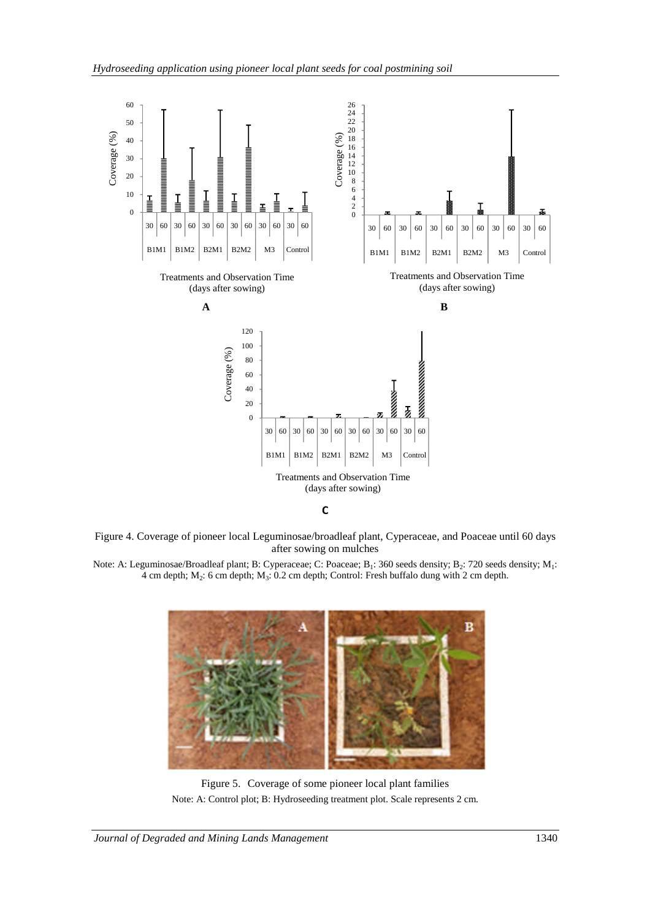Figure 4. Coverage of pioneer local Leguminosae/broadleaf plant, Cyperaceae, and Poaceae until 60 days after sowing on mulches

Note: A: Leguminosae/Broadleaf plant; B: Cyperaceae; C: Poaceae; $B_1$: 360 seeds density; $B_2$: 720 seeds density; $M_1$: 4 cm depth; $M_2$: 6 cm depth; $M_3$: 0.2 cm depth; Control: Fresh buffalo dung with 2 cm depth.

Figure 5. Coverage of some pioneer local plant families

Note: A: Control plot; B: Hydroseeding treatment plot. Scale represents 2 cm.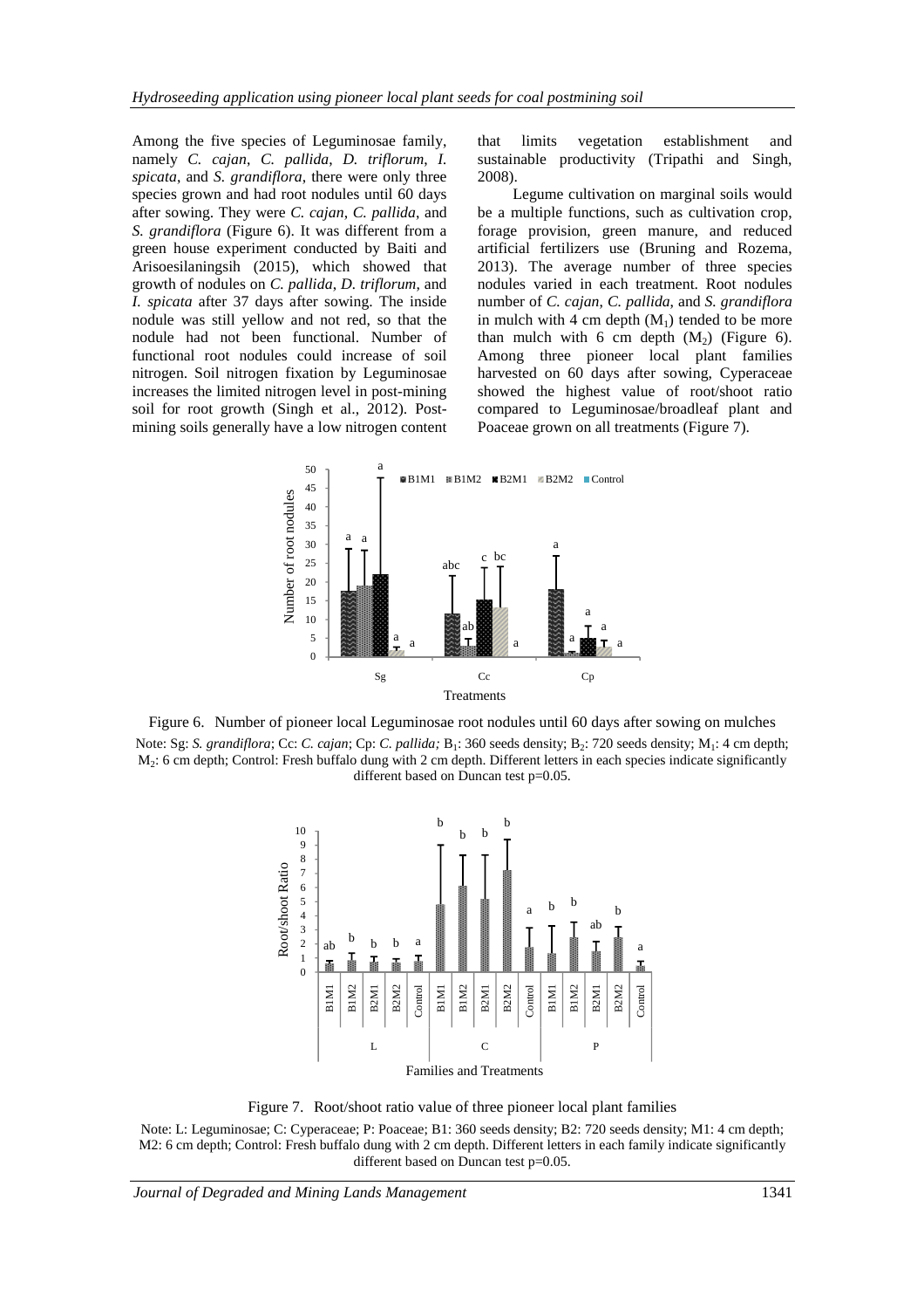Among the five species of Leguminosae family, namely *C. cajan*, *C. pallida*, *D. triflorum*, *I. spicata*, and *S. grandiflora*, there were only three species grown and had root nodules until 60 days after sowing. They were *C. cajan*, *C. pallida*, and *S. grandiflora* (Figure 6). It was different from a green house experiment conducted by Baiti and Arisoesilaningsih (2015), which showed that growth of nodules on *C. pallida*, *D. triflorum*, and *I. spicata* after 37 days after sowing. The inside nodule was still yellow and not red, so that the nodule had not been functional. Number of functional root nodules could increase of soil nitrogen. Soil nitrogen fixation by Leguminosae increases the limited nitrogen level in post-mining soil for root growth (Singh et al., 2012). Post-mining soils generally have a low nitrogen content that limits vegetation establishment and sustainable productivity (Tripathi and Singh, 2008).

Legume cultivation on marginal soils would be a multiple functions, such as cultivation crop, forage provision, green manure, and reduced artificial fertilizers use (Bruning and Rozema, 2013). The average number of three species nodules varied in each treatment. Root nodules number of *C. cajan*, *C. pallida*, and *S. grandiflora* in mulch with 4 cm depth ($M_1$) tended to be more than mulch with 6 cm depth ($M_2$) (Figure 6). Among three pioneer local plant families harvested on 60 days after sowing, Cyperaceae showed the highest value of root/shoot ratio compared to Leguminosae/broadleaf plant and Poaceae grown on all treatments (Figure 7).

Figure 6. Number of pioneer local Leguminosae root nodules until 60 days after sowing on mulches

Note: Sg: *S. grandiflora*; Cc: *C. cajan*; Cp: *C. pallida;* $B_1$: 360 seeds density; $B_2$: 720 seeds density; $M_1$: 4 cm depth; $M_2$: 6 cm depth; Control: Fresh buffalo dung with 2 cm depth. Different letters in each species indicate significantly different based on Duncan test p=0.05.

Figure 7. Root/shoot ratio value of three pioneer local plant families

Note: L: Leguminosae; C: Cyperaceae; P: Poaceae; B1: 360 seeds density; B2: 720 seeds density; M1: 4 cm depth; M2: 6 cm depth; Control: Fresh buffalo dung with 2 cm depth. Different letters in each family indicate significantly different based on Duncan test p=0.05.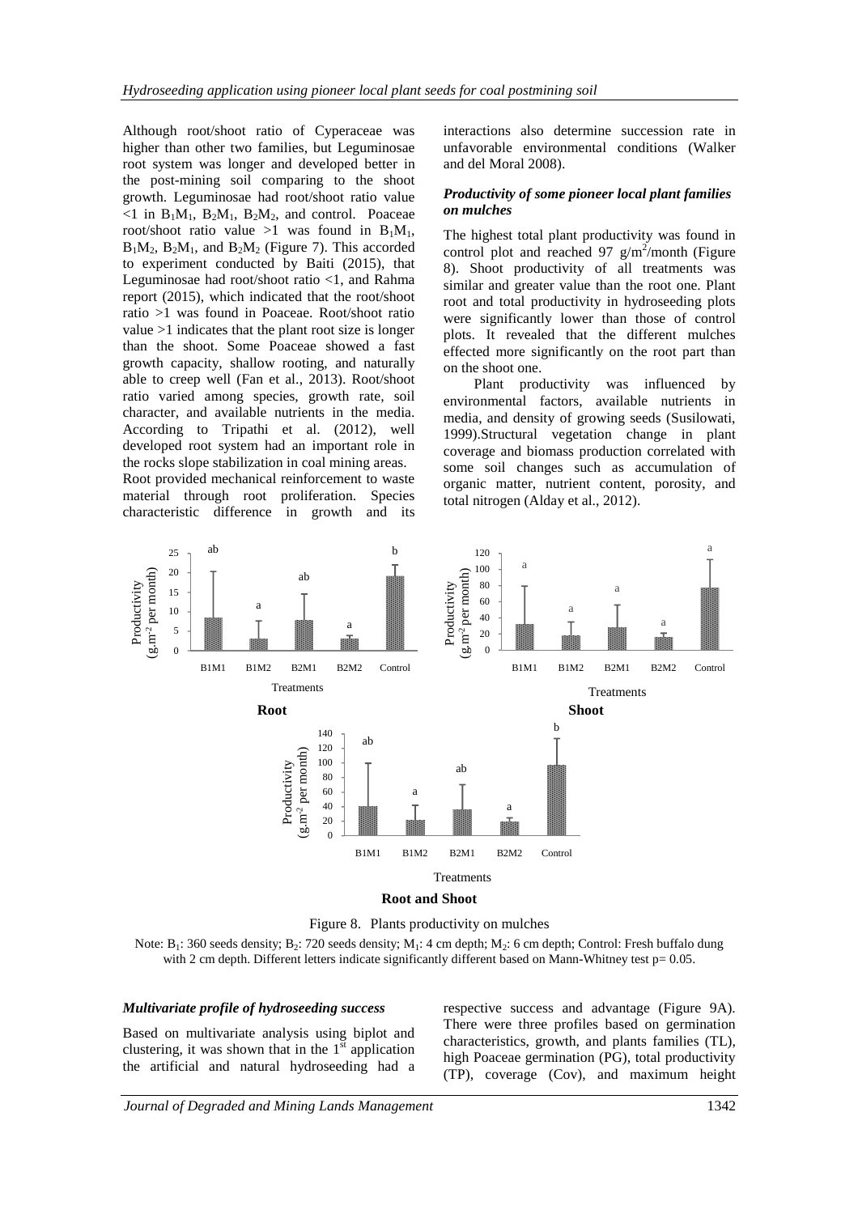Although root/shoot ratio of Cyperaceae was higher than other two families, but Leguminosae root system was longer and developed better in the post-mining soil comparing to the shoot growth. Leguminosae had root/shoot ratio value <1 in $B_1M_1$, $B_2M_1$, $B_2M_2$, and control. Poaceae root/shoot ratio value >1 was found in $B_1M_1$, $B_1M_2$, $B_2M_1$, and $B_2M_2$ (Figure 7). This accorded to experiment conducted by Baiti (2015), that Leguminosae had root/shoot ratio <1, and Rahma report (2015), which indicated that the root/shoot ratio >1 was found in Poaceae. Root/shoot ratio value >1 indicates that the plant root size is longer than the shoot. Some Poaceae showed a fast growth capacity, shallow rooting, and naturally able to creep well (Fan et al., 2013). Root/shoot ratio varied among species, growth rate, soil character, and available nutrients in the media. According to Tripathi et al. (2012), well developed root system had an important role in the rocks slope stabilization in coal mining areas. Root provided mechanical reinforcement to waste material through root proliferation. Species characteristic difference in growth and its interactions also determine succession rate in unfavorable environmental conditions (Walker and del Moral 2008).

### *Productivity of some pioneer local plant families on mulches*

The highest total plant productivity was found in control plot and reached 97 $g/m^2$/month (Figure 8). Shoot productivity of all treatments was similar and greater value than the root one. Plant root and total productivity in hydroseeding plots were significantly lower than those of control plots. It revealed that the different mulches effected more significantly on the root part than on the shoot one.

Plant productivity was influenced by environmental factors, available nutrients in media, and density of growing seeds (Susilowati, 1999).Structural vegetation change in plant coverage and biomass production correlated with some soil changes such as accumulation of organic matter, nutrient content, porosity, and total nitrogen (Alday et al., 2012).

Figure 8. Plants productivity on mulches

Note: $B_1$: 360 seeds density; $B_2$: 720 seeds density; $M_1$: 4 cm depth; $M_2$: 6 cm depth; Control: Fresh buffalo dung with 2 cm depth. Different letters indicate significantly different based on Mann-Whitney test p= 0.05.

### *Multivariate profile of hydroseeding success*

Based on multivariate analysis using biplot and clustering, it was shown that in the 1st application the artificial and natural hydroseeding had a respective success and advantage (Figure 9A). There were three profiles based on germination characteristics, growth, and plants families (TL), high Poaceae germination (PG), total productivity (TP), coverage (Cov), and maximum height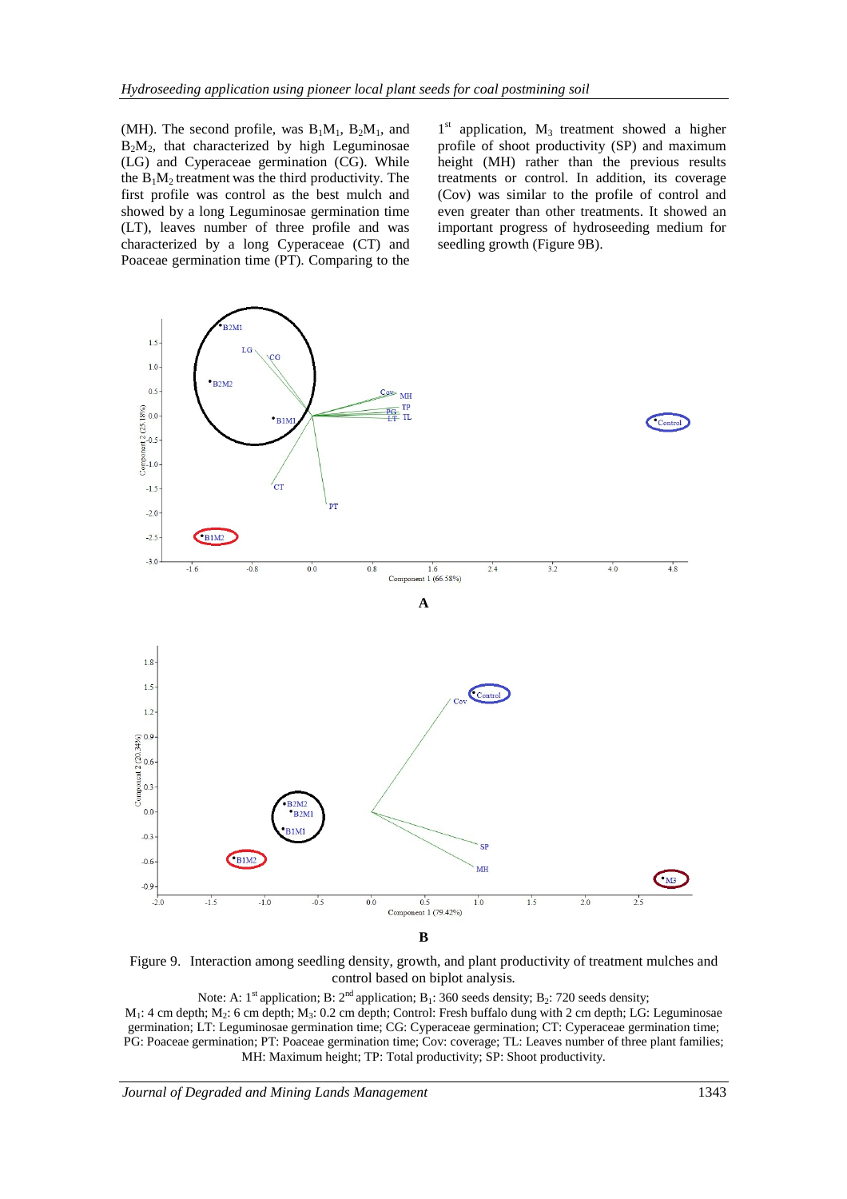(MH). The second profile, was $B_1M_1$, $B_2M_1$, and $B_2M_2$, that characterized by high Leguminosae (LG) and Cyperaceae germination (CG). While the $B_1M_2$ treatment was the third productivity. The first profile was control as the best mulch and showed by a long Leguminosae germination time (LT), leaves number of three profile and was characterized by a long Cyperaceae (CT) and Poaceae germination time (PT). Comparing to the 1[st] application, $M_3$ treatment showed a higher profile of shoot productivity (SP) and maximum height (MH) rather than the previous results treatments or control. In addition, its coverage (Cov) was similar to the profile of control and even greater than other treatments. It showed an important progress of hydroseeding medium for seedling growth (Figure 9B).

A

B

Figure 9. Interaction among seedling density, growth, and plant productivity of treatment mulches and control based on biplot analysis.

Note: A: 1[st] application; B: 2[nd] application; $B_1$: 360 seeds density; $B_2$: 720 seeds density; $M_1$: 4 cm depth; $M_2$: 6 cm depth; $M_3$: 0.2 cm depth; Control: Fresh buffalo dung with 2 cm depth; LG: Leguminosae germination; LT: Leguminosae germination time; CG: Cyperaceae germination; CT: Cyperaceae germination time; PG: Poaceae germination; PT: Poaceae germination time; Cov: coverage; TL: Leaves number of three plant families; MH: Maximum height; TP: Total productivity; SP: Shoot productivity.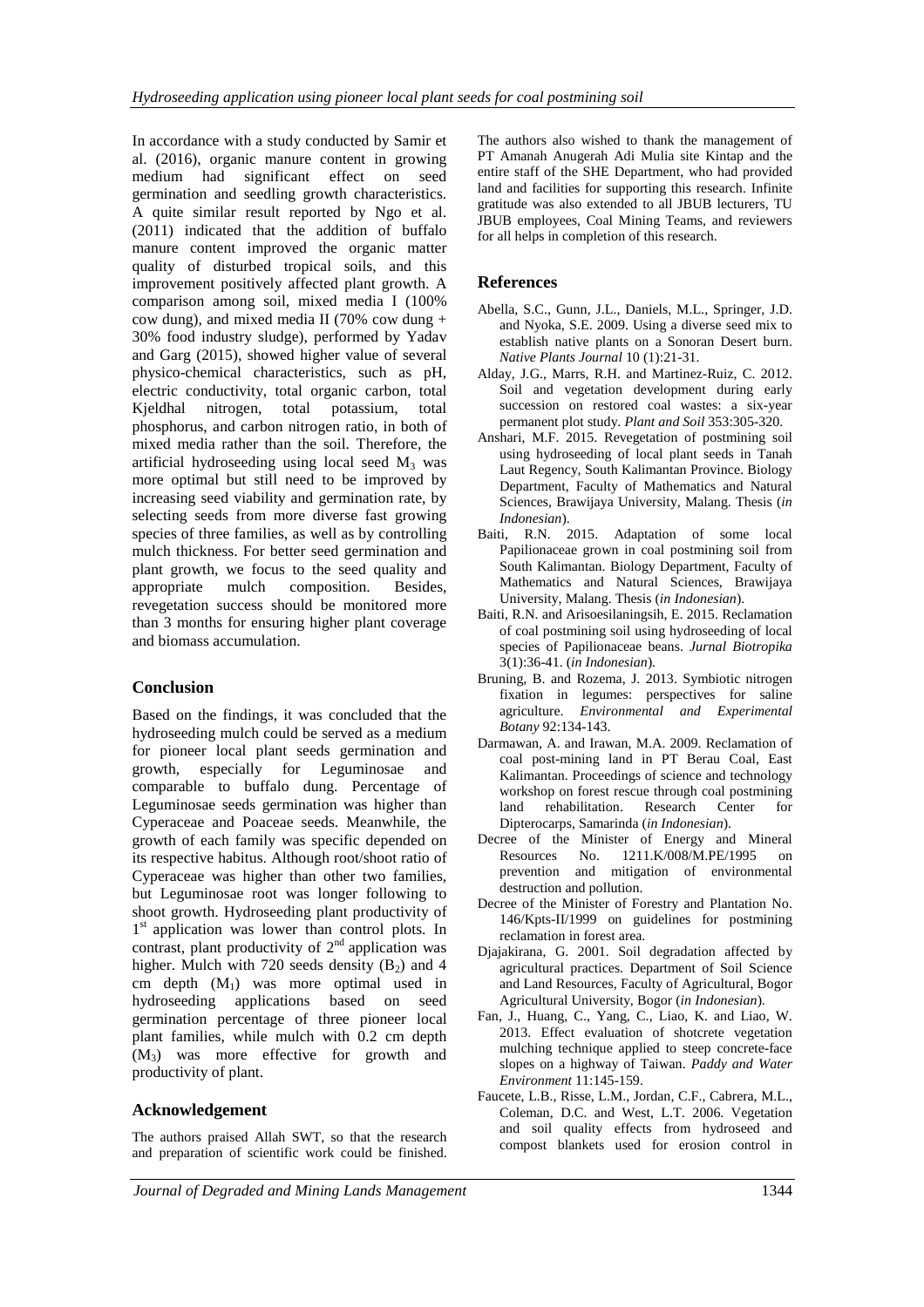In accordance with a study conducted by Samir et al. (2016), organic manure content in growing medium had significant effect on seed germination and seedling growth characteristics. A quite similar result reported by Ngo et al. (2011) indicated that the addition of buffalo manure content improved the organic matter quality of disturbed tropical soils, and this improvement positively affected plant growth. A comparison among soil, mixed media I (100% cow dung), and mixed media II (70% cow dung + 30% food industry sludge), performed by Yadav and Garg (2015), showed higher value of several physico-chemical characteristics, such as pH, electric conductivity, total organic carbon, total Kjeldhal nitrogen, total potassium, total phosphorus, and carbon nitrogen ratio, in both of mixed media rather than the soil. Therefore, the artificial hydroseeding using local seed $M_3$ was more optimal but still need to be improved by increasing seed viability and germination rate, by selecting seeds from more diverse fast growing species of three families, as well as by controlling mulch thickness. For better seed germination and plant growth, we focus to the seed quality and appropriate mulch composition. Besides, revegetation success should be monitored more than 3 months for ensuring higher plant coverage and biomass accumulation.

## Conclusion

Based on the findings, it was concluded that the hydroseeding mulch could be served as a medium for pioneer local plant seeds germination and growth, especially for Leguminosae and comparable to buffalo dung. Percentage of Leguminosae seeds germination was higher than Cyperaceae and Poaceae seeds. Meanwhile, the growth of each family was specific depended on its respective habitus. Although root/shoot ratio of Cyperaceae was higher than other two families, but Leguminosae root was longer following to shoot growth. Hydroseeding plant productivity of 1st application was lower than control plots. In contrast, plant productivity of 2nd application was higher. Mulch with 720 seeds density ($B_2$) and 4 cm depth ($M_1$) was more optimal used in hydroseeding applications based on seed germination percentage of three pioneer local plant families, while mulch with 0.2 cm depth ($M_3$) was more effective for growth and productivity of plant.

## Acknowledgement

The authors praised Allah SWT, so that the research and preparation of scientific work could be finished. The authors also wished to thank the management of PT Amanah Anugerah Adi Mulia site Kintap and the entire staff of the SHE Department, who had provided land and facilities for supporting this research. Infinite gratitude was also extended to all JBUB lecturers, TU JBUB employees, Coal Mining Teams, and reviewers for all helps in completion of this research.

## References

Abella, S.C., Gunn, J.L., Daniels, M.L., Springer, J.D. and Nyoka, S.E. 2009. Using a diverse seed mix to establish native plants on a Sonoran Desert burn. *Native Plants Journal* 10 (1):21-31.

Alday, J.G., Marrs, R.H. and Martinez-Ruiz, C. 2012. Soil and vegetation development during early succession on restored coal wastes: a six-year permanent plot study. *Plant and Soil* 353:305-320.

Anshari, M.F. 2015. Revegetation of postmining soil using hydroseeding of local plant seeds in Tanah Laut Regency, South Kalimantan Province. Biology Department, Faculty of Mathematics and Natural Sciences, Brawijaya University, Malang. Thesis (*in Indonesian*).

Baiti, R.N. 2015. Adaptation of some local Papilionaceae grown in coal postmining soil from South Kalimantan. Biology Department, Faculty of Mathematics and Natural Sciences, Brawijaya University, Malang. Thesis (*in Indonesian*).

Baiti, R.N. and Arisoesilaningsih, E. 2015. Reclamation of coal postmining soil using hydroseeding of local species of Papilionaceae beans. *Jurnal Biotropika* 3(1):36-41. (*in Indonesian*).

Bruning, B. and Rozema, J. 2013. Symbiotic nitrogen fixation in legumes: perspectives for saline agriculture. *Environmental and Experimental Botany* 92:134-143.

Darmawan, A. and Irawan, M.A. 2009. Reclamation of coal post-mining land in PT Berau Coal, East Kalimantan. Proceedings of science and technology workshop on forest rescue through coal postmining land rehabilitation. Research Center for Dipterocarps, Samarinda (*in Indonesian*).

Decree of the Minister of Energy and Mineral Resources No. 1211.K/008/M.PE/1995 on prevention and mitigation of environmental destruction and pollution.

Decree of the Minister of Forestry and Plantation No. 146/Kpts-II/1999 on guidelines for postmining reclamation in forest area.

Djajakirana, G. 2001. Soil degradation affected by agricultural practices. Department of Soil Science and Land Resources, Faculty of Agricultural, Bogor Agricultural University, Bogor (*in Indonesian*).

Fan, J., Huang, C., Yang, C., Liao, K. and Liao, W. 2013. Effect evaluation of shotcrete vegetation mulching technique applied to steep concrete-face slopes on a highway of Taiwan. *Paddy and Water Environment* 11:145-159.

Faucete, L.B., Risse, L.M., Jordan, C.F., Cabrera, M.L., Coleman, D.C. and West, L.T. 2006. Vegetation and soil quality effects from hydroseed and compost blankets used for erosion control in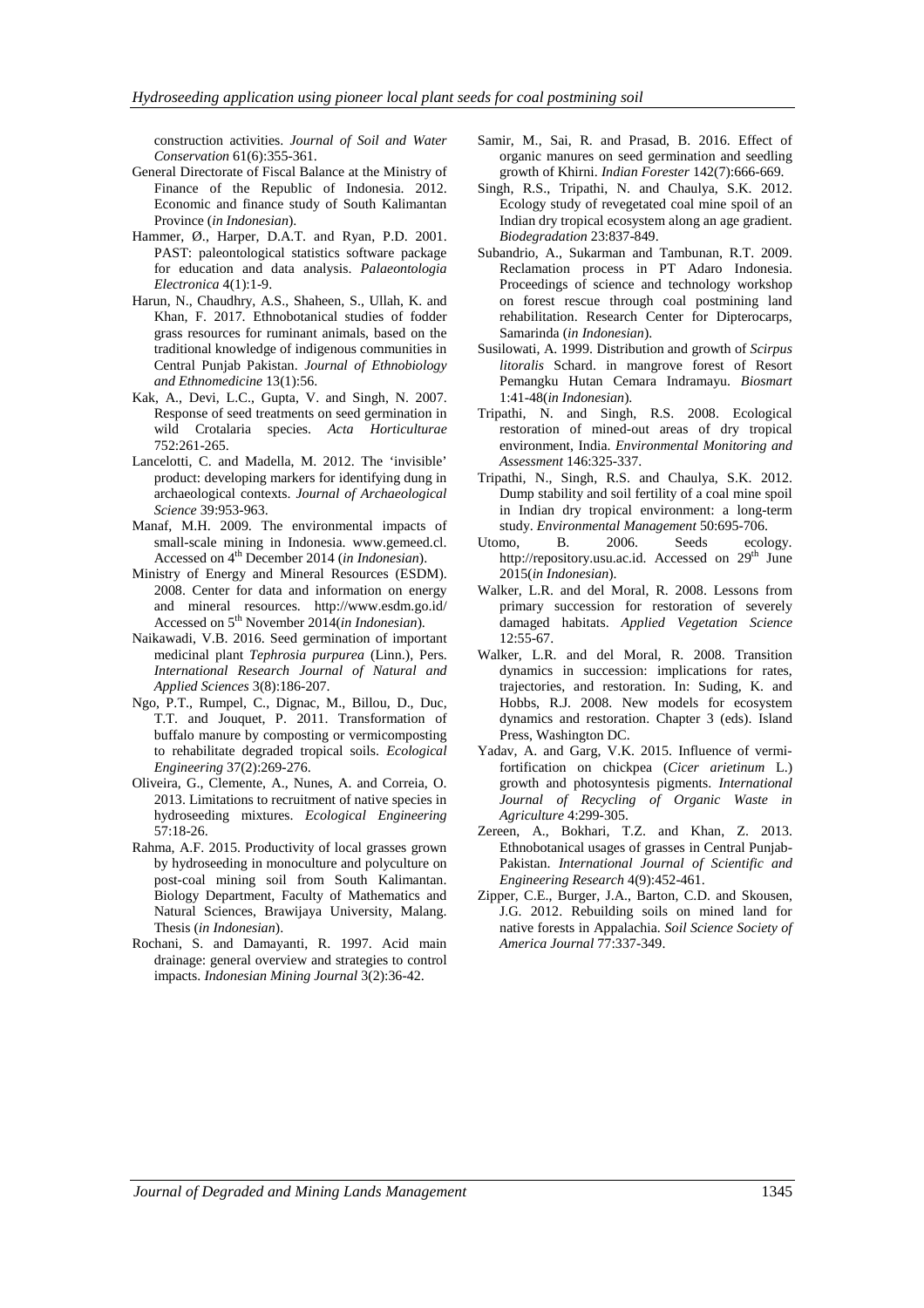construction activities. *Journal of Soil and Water Conservation* 61(6):355-361.

General Directorate of Fiscal Balance at the Ministry of Finance of the Republic of Indonesia. 2012. Economic and finance study of South Kalimantan Province (*in Indonesian*).

Hammer, Ø., Harper, D.A.T. and Ryan, P.D. 2001. PAST: paleontological statistics software package for education and data analysis. *Palaeontologia Electronica* 4(1):1-9.

Harun, N., Chaudhry, A.S., Shaheen, S., Ullah, K. and Khan, F. 2017. Ethnobotanical studies of fodder grass resources for ruminant animals, based on the traditional knowledge of indigenous communities in Central Punjab Pakistan. *Journal of Ethnobiology and Ethnomedicine* 13(1):56.

Kak, A., Devi, L.C., Gupta, V. and Singh, N. 2007. Response of seed treatments on seed germination in wild Crotalaria species. *Acta Horticulturae* 752:261-265.

Lancelotti, C. and Madella, M. 2012. The 'invisible' product: developing markers for identifying dung in archaeological contexts. *Journal of Archaeological Science* 39:953-963.

Manaf, M.H. 2009. The environmental impacts of small-scale mining in Indonesia. www.gemeed.cl. Accessed on 4th December 2014 (*in Indonesian*).

Ministry of Energy and Mineral Resources (ESDM). 2008. Center for data and information on energy and mineral resources. http://www.esdm.go.id/ Accessed on 5th November 2014(*in Indonesian*).

Naikawadi, V.B. 2016. Seed germination of important medicinal plant *Tephrosia purpurea* (Linn.), Pers. *International Research Journal of Natural and Applied Sciences* 3(8):186-207.

Ngo, P.T., Rumpel, C., Dignac, M., Billou, D., Duc, T.T. and Jouquet, P. 2011. Transformation of buffalo manure by composting or vermicomposting to rehabilitate degraded tropical soils. *Ecological Engineering* 37(2):269-276.

Oliveira, G., Clemente, A., Nunes, A. and Correia, O. 2013. Limitations to recruitment of native species in hydroseeding mixtures. *Ecological Engineering* 57:18-26.

Rahma, A.F. 2015. Productivity of local grasses grown by hydroseeding in monoculture and polyculture on post-coal mining soil from South Kalimantan. Biology Department, Faculty of Mathematics and Natural Sciences, Brawijaya University, Malang. Thesis (*in Indonesian*).

Rochani, S. and Damayanti, R. 1997. Acid main drainage: general overview and strategies to control impacts. *Indonesian Mining Journal* 3(2):36-42.

Samir, M., Sai, R. and Prasad, B. 2016. Effect of organic manures on seed germination and seedling growth of Khirni. *Indian Forester* 142(7):666-669.

Singh, R.S., Tripathi, N. and Chaulya, S.K. 2012. Ecology study of revegetated coal mine spoil of an Indian dry tropical ecosystem along an age gradient. *Biodegradation* 23:837-849.

Subandrio, A., Sukarman and Tambunan, R.T. 2009. Reclamation process in PT Adaro Indonesia. Proceedings of science and technology workshop on forest rescue through coal postmining land rehabilitation. Research Center for Dipterocarps, Samarinda (*in Indonesian*).

Susilowati, A. 1999. Distribution and growth of *Scirpus litoralis* Schard. in mangrove forest of Resort Pemangku Hutan Cemara Indramayu. *Biosmart* 1:41-48(*in Indonesian*).

Tripathi, N. and Singh, R.S. 2008. Ecological restoration of mined-out areas of dry tropical environment, India. *Environmental Monitoring and Assessment* 146:325-337.

Tripathi, N., Singh, R.S. and Chaulya, S.K. 2012. Dump stability and soil fertility of a coal mine spoil in Indian dry tropical environment: a long-term study. *Environmental Management* 50:695-706.

Utomo, B. 2006. Seeds ecology. http://repository.usu.ac.id. Accessed on 29th June 2015(*in Indonesian*).

Walker, L.R. and del Moral, R. 2008. Lessons from primary succession for restoration of severely damaged habitats. *Applied Vegetation Science* 12:55-67.

Walker, L.R. and del Moral, R. 2008. Transition dynamics in succession: implications for rates, trajectories, and restoration. In: Suding, K. and Hobbs, R.J. 2008. New models for ecosystem dynamics and restoration. Chapter 3 (eds). Island Press, Washington DC.

Yadav, A. and Garg, V.K. 2015. Influence of vermi-fortification on chickpea (*Cicer arietinum* L.) growth and photosyntesis pigments. *International Journal of Recycling of Organic Waste in Agriculture* 4:299-305.

Zereen, A., Bokhari, T.Z. and Khan, Z. 2013. Ethnobotanical usages of grasses in Central Punjab-Pakistan. *International Journal of Scientific and Engineering Research* 4(9):452-461.

Zipper, C.E., Burger, J.A., Barton, C.D. and Skousen, J.G. 2012. Rebuilding soils on mined land for native forests in Appalachia. *Soil Science Society of America Journal* 77:337-349.